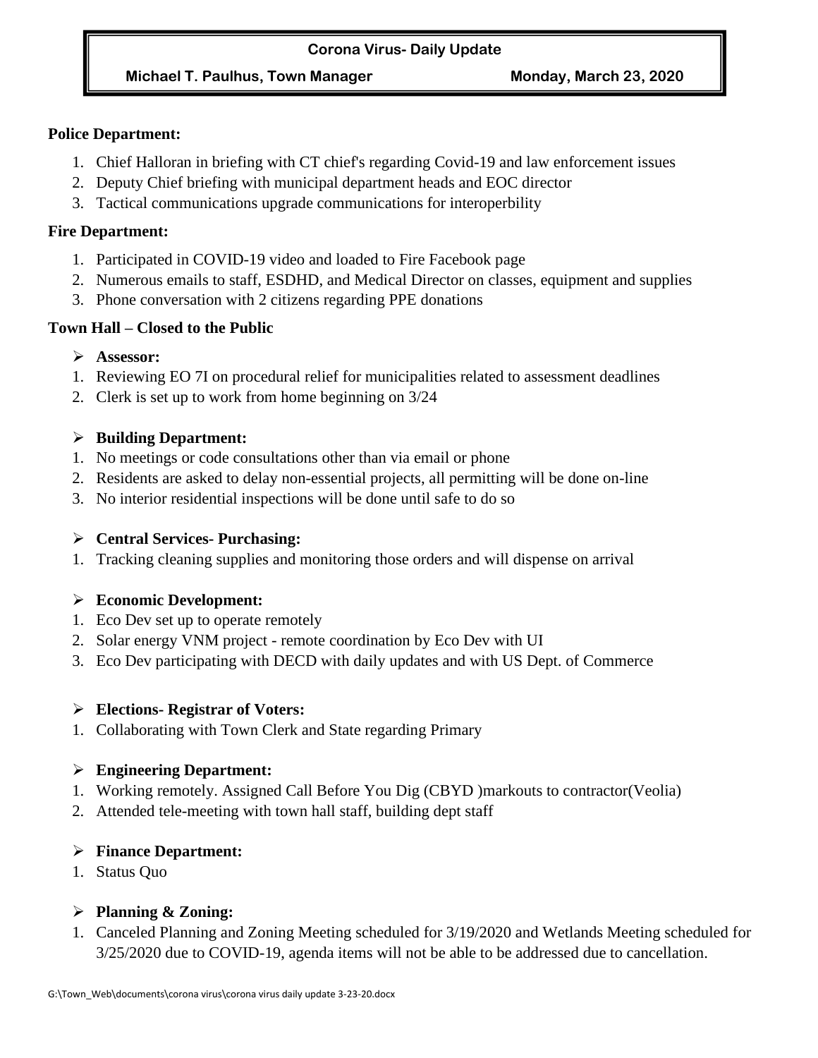**Corona Virus- Daily Update**

**Michael T. Paulhus, Town Manager** **Monday, March 23, 2020**

**Police Department:**

1. Chief Halloran in briefing with CT chief's regarding Covid-19 and law enforcement issues
2. Deputy Chief briefing with municipal department heads and EOC director
3. Tactical communications upgrade communications for interoperbility

**Fire Department:**

1. Participated in COVID-19 video and loaded to Fire Facebook page
2. Numerous emails to staff, ESDHD, and Medical Director on classes, equipment and supplies
3. Phone conversation with 2 citizens regarding PPE donations

**Town Hall – Closed to the Public**

- **Assessor:**

1. Reviewing EO 7I on procedural relief for municipalities related to assessment deadlines
2. Clerk is set up to work from home beginning on 3/24

- **Building Department:**

1. No meetings or code consultations other than via email or phone
2. Residents are asked to delay non-essential projects, all permitting will be done on-line
3. No interior residential inspections will be done until safe to do so

- **Central Services- Purchasing:**

1. Tracking cleaning supplies and monitoring those orders and will dispense on arrival

- **Economic Development:**

1. Eco Dev set up to operate remotely
2. Solar energy VNM project - remote coordination by Eco Dev with UI
3. Eco Dev participating with DECD with daily updates and with US Dept. of Commerce

- **Elections- Registrar of Voters:**

1. Collaborating with Town Clerk and State regarding Primary

- **Engineering Department:**

1. Working remotely. Assigned Call Before You Dig (CBYD )markouts to contractor(Veolia)
2. Attended tele-meeting with town hall staff, building dept staff

- **Finance Department:**

1. Status Quo

- **Planning & Zoning:**

1. Canceled Planning and Zoning Meeting scheduled for 3/19/2020 and Wetlands Meeting scheduled for 3/25/2020 due to COVID-19, agenda items will not be able to be addressed due to cancellation.

G:\Town_Web\documents\corona virus\corona virus daily update 3-23-20.docx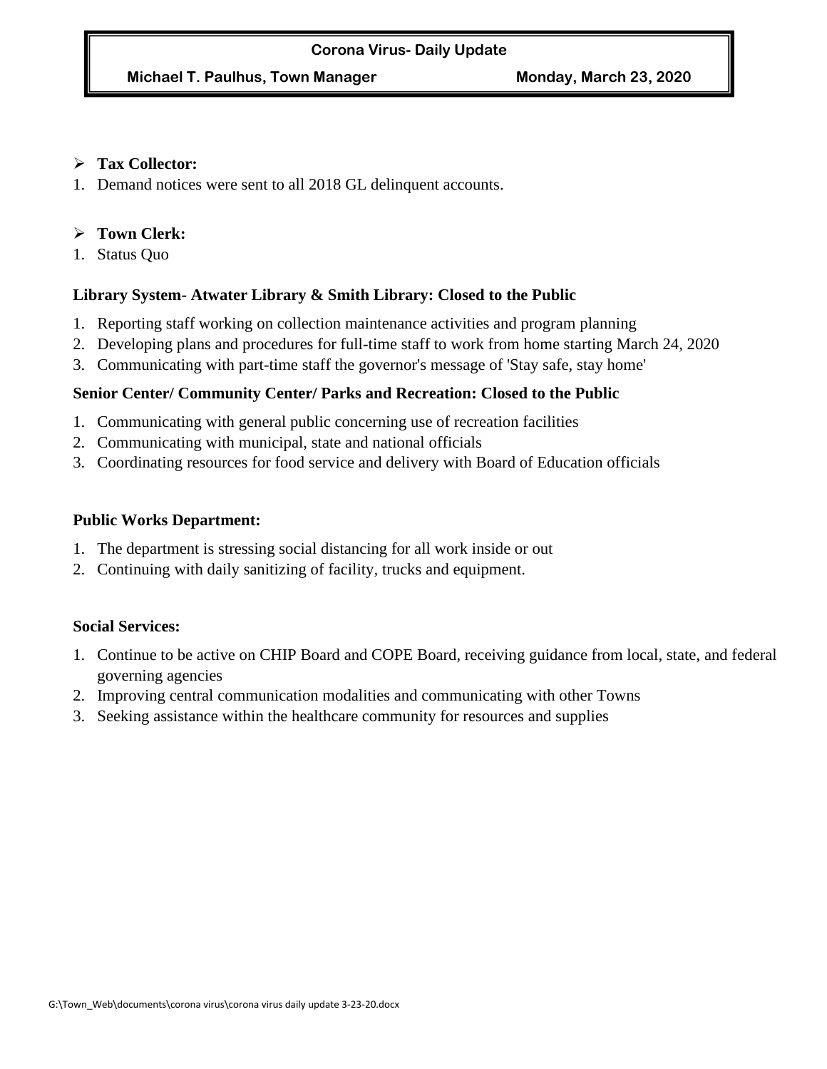**Corona Virus- Daily Update**

**Michael T. Paulhus, Town Manager** **Monday, March 23, 2020**

- **Tax Collector:**

1. Demand notices were sent to all 2018 GL delinquent accounts.

- **Town Clerk:**

1. Status Quo

**Library System- Atwater Library & Smith Library: Closed to the Public**

1. Reporting staff working on collection maintenance activities and program planning
2. Developing plans and procedures for full-time staff to work from home starting March 24, 2020
3. Communicating with part-time staff the governor's message of 'Stay safe, stay home'

**Senior Center/ Community Center/ Parks and Recreation: Closed to the Public**

1. Communicating with general public concerning use of recreation facilities
2. Communicating with municipal, state and national officials
3. Coordinating resources for food service and delivery with Board of Education officials

**Public Works Department:**

1. The department is stressing social distancing for all work inside or out
2. Continuing with daily sanitizing of facility, trucks and equipment.

**Social Services:**

1. Continue to be active on CHIP Board and COPE Board, receiving guidance from local, state, and federal governing agencies
2. Improving central communication modalities and communicating with other Towns
3. Seeking assistance within the healthcare community for resources and supplies

G:\Town_Web\documents\corona virus\corona virus daily update 3-23-20.docx